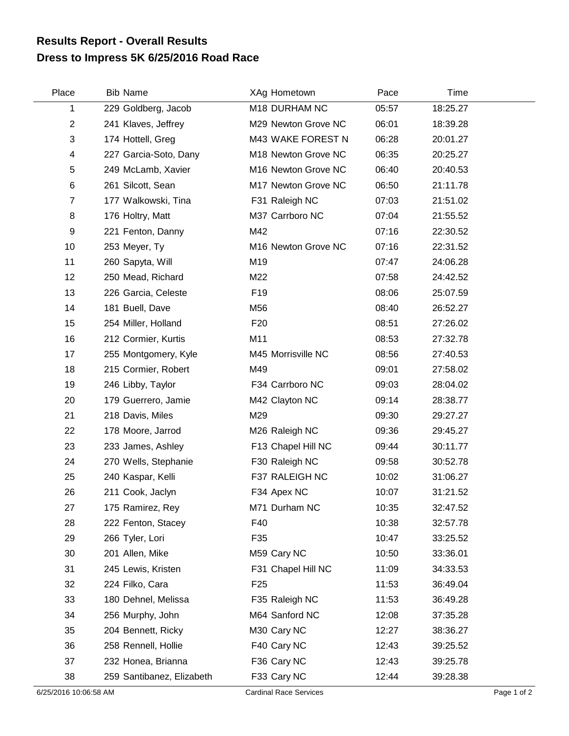# Results Report - Overall Results
# Dress to Impress 5K 6/25/2016 Road Race

| Place | Bib | Name | XAg | Hometown | Pace | Time |
|---|---|---|---|---|---|---|
| 1 | 229 | Goldberg, Jacob | M18 | DURHAM NC | 05:57 | 18:25.27 |
| 2 | 241 | Klaves, Jeffrey | M29 | Newton Grove NC | 06:01 | 18:39.28 |
| 3 | 174 | Hottell, Greg | M43 | WAKE FOREST N | 06:28 | 20:01.27 |
| 4 | 227 | Garcia-Soto, Dany | M18 | Newton Grove NC | 06:35 | 20:25.27 |
| 5 | 249 | McLamb, Xavier | M16 | Newton Grove NC | 06:40 | 20:40.53 |
| 6 | 261 | Silcott, Sean | M17 | Newton Grove NC | 06:50 | 21:11.78 |
| 7 | 177 | Walkowski, Tina | F31 | Raleigh NC | 07:03 | 21:51.02 |
| 8 | 176 | Holtry, Matt | M37 | Carrboro NC | 07:04 | 21:55.52 |
| 9 | 221 | Fenton, Danny | M42 | | 07:16 | 22:30.52 |
| 10 | 253 | Meyer, Ty | M16 | Newton Grove NC | 07:16 | 22:31.52 |
| 11 | 260 | Sapyta, Will | M19 | | 07:47 | 24:06.28 |
| 12 | 250 | Mead, Richard | M22 | | 07:58 | 24:42.52 |
| 13 | 226 | Garcia, Celeste | F19 | | 08:06 | 25:07.59 |
| 14 | 181 | Buell, Dave | M56 | | 08:40 | 26:52.27 |
| 15 | 254 | Miller, Holland | F20 | | 08:51 | 27:26.02 |
| 16 | 212 | Cormier, Kurtis | M11 | | 08:53 | 27:32.78 |
| 17 | 255 | Montgomery, Kyle | M45 | Morrisville NC | 08:56 | 27:40.53 |
| 18 | 215 | Cormier, Robert | M49 | | 09:01 | 27:58.02 |
| 19 | 246 | Libby, Taylor | F34 | Carrboro NC | 09:03 | 28:04.02 |
| 20 | 179 | Guerrero, Jamie | M42 | Clayton NC | 09:14 | 28:38.77 |
| 21 | 218 | Davis, Miles | M29 | | 09:30 | 29:27.27 |
| 22 | 178 | Moore, Jarrod | M26 | Raleigh NC | 09:36 | 29:45.27 |
| 23 | 233 | James, Ashley | F13 | Chapel Hill NC | 09:44 | 30:11.77 |
| 24 | 270 | Wells, Stephanie | F30 | Raleigh NC | 09:58 | 30:52.78 |
| 25 | 240 | Kaspar, Kelli | F37 | RALEIGH NC | 10:02 | 31:06.27 |
| 26 | 211 | Cook, Jaclyn | F34 | Apex NC | 10:07 | 31:21.52 |
| 27 | 175 | Ramirez, Rey | M71 | Durham NC | 10:35 | 32:47.52 |
| 28 | 222 | Fenton, Stacey | F40 | | 10:38 | 32:57.78 |
| 29 | 266 | Tyler, Lori | F35 | | 10:47 | 33:25.52 |
| 30 | 201 | Allen, Mike | M59 | Cary NC | 10:50 | 33:36.01 |
| 31 | 245 | Lewis, Kristen | F31 | Chapel Hill NC | 11:09 | 34:33.53 |
| 32 | 224 | Filko, Cara | F25 | | 11:53 | 36:49.04 |
| 33 | 180 | Dehnel, Melissa | F35 | Raleigh NC | 11:53 | 36:49.28 |
| 34 | 256 | Murphy, John | M64 | Sanford NC | 12:08 | 37:35.28 |
| 35 | 204 | Bennett, Ricky | M30 | Cary NC | 12:27 | 38:36.27 |
| 36 | 258 | Rennell, Hollie | F40 | Cary NC | 12:43 | 39:25.52 |
| 37 | 232 | Honea, Brianna | F36 | Cary NC | 12:43 | 39:25.78 |
| 38 | 259 | Santibanez, Elizabeth | F33 | Cary NC | 12:44 | 39:28.38 |

6/25/2016 10:06:58 AM Cardinal Race Services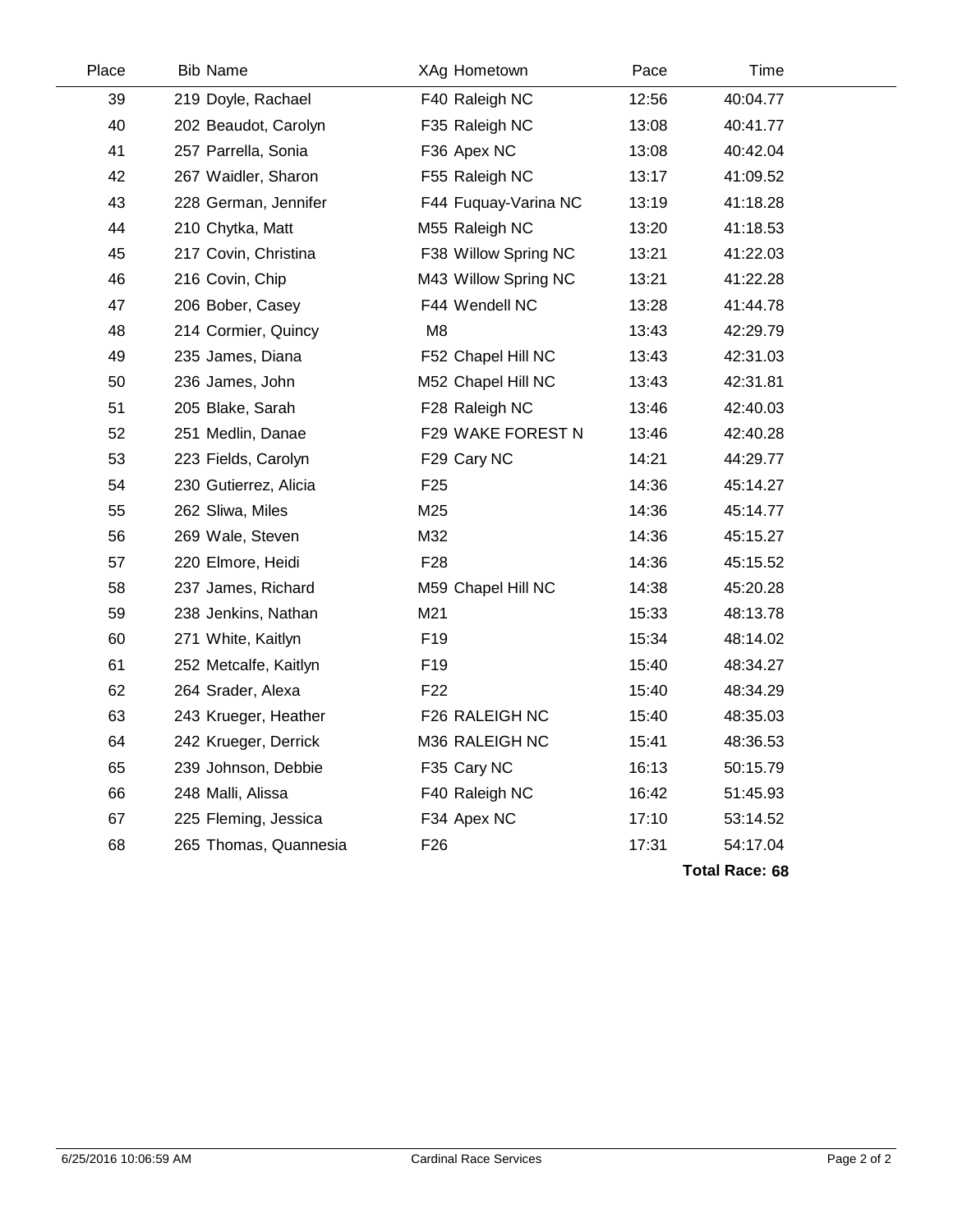| Place | Bib | Name | XAg | Hometown | Pace | Time |
|---|---|---|---|---|---|---|
| 39 | 219 | Doyle, Rachael | F40 | Raleigh NC | 12:56 | 40:04.77 |
| 40 | 202 | Beaudot, Carolyn | F35 | Raleigh NC | 13:08 | 40:41.77 |
| 41 | 257 | Parrella, Sonia | F36 | Apex NC | 13:08 | 40:42.04 |
| 42 | 267 | Waidler, Sharon | F55 | Raleigh NC | 13:17 | 41:09.52 |
| 43 | 228 | German, Jennifer | F44 | Fuquay-Varina NC | 13:19 | 41:18.28 |
| 44 | 210 | Chytka, Matt | M55 | Raleigh NC | 13:20 | 41:18.53 |
| 45 | 217 | Covin, Christina | F38 | Willow Spring NC | 13:21 | 41:22.03 |
| 46 | 216 | Covin, Chip | M43 | Willow Spring NC | 13:21 | 41:22.28 |
| 47 | 206 | Bober, Casey | F44 | Wendell NC | 13:28 | 41:44.78 |
| 48 | 214 | Cormier, Quincy | M8 | | 13:43 | 42:29.79 |
| 49 | 235 | James, Diana | F52 | Chapel Hill NC | 13:43 | 42:31.03 |
| 50 | 236 | James, John | M52 | Chapel Hill NC | 13:43 | 42:31.81 |
| 51 | 205 | Blake, Sarah | F28 | Raleigh NC | 13:46 | 42:40.03 |
| 52 | 251 | Medlin, Danae | F29 | WAKE FOREST N | 13:46 | 42:40.28 |
| 53 | 223 | Fields, Carolyn | F29 | Cary NC | 14:21 | 44:29.77 |
| 54 | 230 | Gutierrez, Alicia | F25 | | 14:36 | 45:14.27 |
| 55 | 262 | Sliwa, Miles | M25 | | 14:36 | 45:14.77 |
| 56 | 269 | Wale, Steven | M32 | | 14:36 | 45:15.27 |
| 57 | 220 | Elmore, Heidi | F28 | | 14:36 | 45:15.52 |
| 58 | 237 | James, Richard | M59 | Chapel Hill NC | 14:38 | 45:20.28 |
| 59 | 238 | Jenkins, Nathan | M21 | | 15:33 | 48:13.78 |
| 60 | 271 | White, Kaitlyn | F19 | | 15:34 | 48:14.02 |
| 61 | 252 | Metcalfe, Kaitlyn | F19 | | 15:40 | 48:34.27 |
| 62 | 264 | Srader, Alexa | F22 | | 15:40 | 48:34.29 |
| 63 | 243 | Krueger, Heather | F26 | RALEIGH NC | 15:40 | 48:35.03 |
| 64 | 242 | Krueger, Derrick | M36 | RALEIGH NC | 15:41 | 48:36.53 |
| 65 | 239 | Johnson, Debbie | F35 | Cary NC | 16:13 | 50:15.79 |
| 66 | 248 | Malli, Alissa | F40 | Raleigh NC | 16:42 | 51:45.93 |
| 67 | 225 | Fleming, Jessica | F34 | Apex NC | 17:10 | 53:14.52 |
| 68 | 265 | Thomas, Quannesia | F26 | | 17:31 | 54:17.04 |

**Total Race: 68**

6/25/2016 10:06:59 AM — Cardinal Race Services